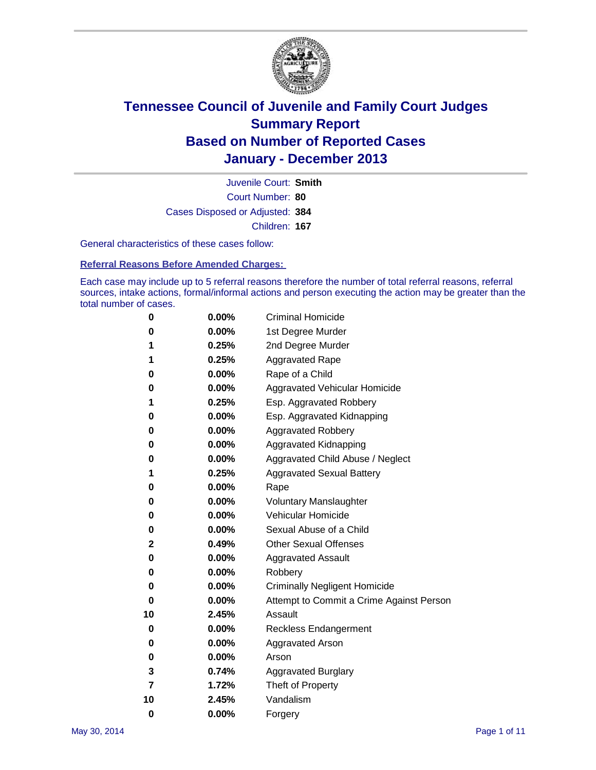# Tennessee Council of Juvenile and Family Court Judges
# Summary Report
# Based on Number of Reported Cases
# January - December 2013

Juvenile Court: **Smith**

Court Number: **80**

Cases Disposed or Adjusted: **384**

Children: **167**

General characteristics of these cases follow:

## Referral Reasons Before Amended Charges:

Each case may include up to 5 referral reasons therefore the number of total referral reasons, referral sources, intake actions, formal/informal actions and person executing the action may be greater than the total number of cases.

| | | |
|---|---|---|
| 0 | 0.00% | Criminal Homicide |
| 0 | 0.00% | 1st Degree Murder |
| 1 | 0.25% | 2nd Degree Murder |
| 1 | 0.25% | Aggravated Rape |
| 0 | 0.00% | Rape of a Child |
| 0 | 0.00% | Aggravated Vehicular Homicide |
| 1 | 0.25% | Esp. Aggravated Robbery |
| 0 | 0.00% | Esp. Aggravated Kidnapping |
| 0 | 0.00% | Aggravated Robbery |
| 0 | 0.00% | Aggravated Kidnapping |
| 0 | 0.00% | Aggravated Child Abuse / Neglect |
| 1 | 0.25% | Aggravated Sexual Battery |
| 0 | 0.00% | Rape |
| 0 | 0.00% | Voluntary Manslaughter |
| 0 | 0.00% | Vehicular Homicide |
| 0 | 0.00% | Sexual Abuse of a Child |
| 2 | 0.49% | Other Sexual Offenses |
| 0 | 0.00% | Aggravated Assault |
| 0 | 0.00% | Robbery |
| 0 | 0.00% | Criminally Negligent Homicide |
| 0 | 0.00% | Attempt to Commit a Crime Against Person |
| 10 | 2.45% | Assault |
| 0 | 0.00% | Reckless Endangerment |
| 0 | 0.00% | Aggravated Arson |
| 0 | 0.00% | Arson |
| 3 | 0.74% | Aggravated Burglary |
| 7 | 1.72% | Theft of Property |
| 10 | 2.45% | Vandalism |
| 0 | 0.00% | Forgery |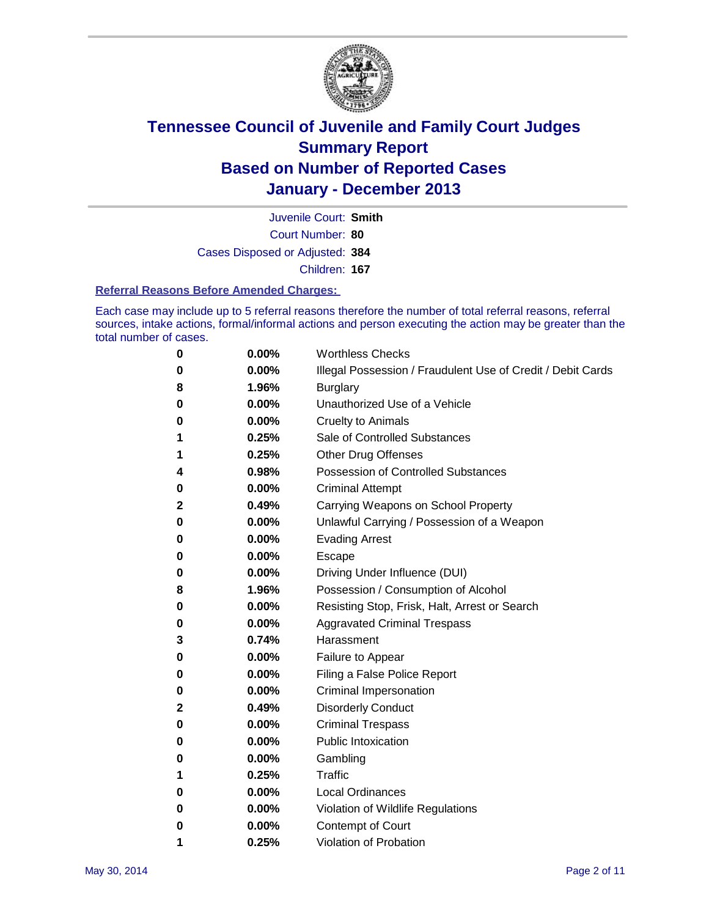# Tennessee Council of Juvenile and Family Court Judges
## Summary Report
## Based on Number of Reported Cases
## January - December 2013

Juvenile Court: **Smith**

Court Number: **80**

Cases Disposed or Adjusted: **384**

Children: **167**

### Referral Reasons Before Amended Charges:

Each case may include up to 5 referral reasons therefore the number of total referral reasons, referral sources, intake actions, formal/informal actions and person executing the action may be greater than the total number of cases.

| Count | Percent | Referral Reason |
|---|---|---|
| 0 | 0.00% | Worthless Checks |
| 0 | 0.00% | Illegal Possession / Fraudulent Use of Credit / Debit Cards |
| 8 | 1.96% | Burglary |
| 0 | 0.00% | Unauthorized Use of a Vehicle |
| 0 | 0.00% | Cruelty to Animals |
| 1 | 0.25% | Sale of Controlled Substances |
| 1 | 0.25% | Other Drug Offenses |
| 4 | 0.98% | Possession of Controlled Substances |
| 0 | 0.00% | Criminal Attempt |
| 2 | 0.49% | Carrying Weapons on School Property |
| 0 | 0.00% | Unlawful Carrying / Possession of a Weapon |
| 0 | 0.00% | Evading Arrest |
| 0 | 0.00% | Escape |
| 0 | 0.00% | Driving Under Influence (DUI) |
| 8 | 1.96% | Possession / Consumption of Alcohol |
| 0 | 0.00% | Resisting Stop, Frisk, Halt, Arrest or Search |
| 0 | 0.00% | Aggravated Criminal Trespass |
| 3 | 0.74% | Harassment |
| 0 | 0.00% | Failure to Appear |
| 0 | 0.00% | Filing a False Police Report |
| 0 | 0.00% | Criminal Impersonation |
| 2 | 0.49% | Disorderly Conduct |
| 0 | 0.00% | Criminal Trespass |
| 0 | 0.00% | Public Intoxication |
| 0 | 0.00% | Gambling |
| 1 | 0.25% | Traffic |
| 0 | 0.00% | Local Ordinances |
| 0 | 0.00% | Violation of Wildlife Regulations |
| 0 | 0.00% | Contempt of Court |
| 1 | 0.25% | Violation of Probation |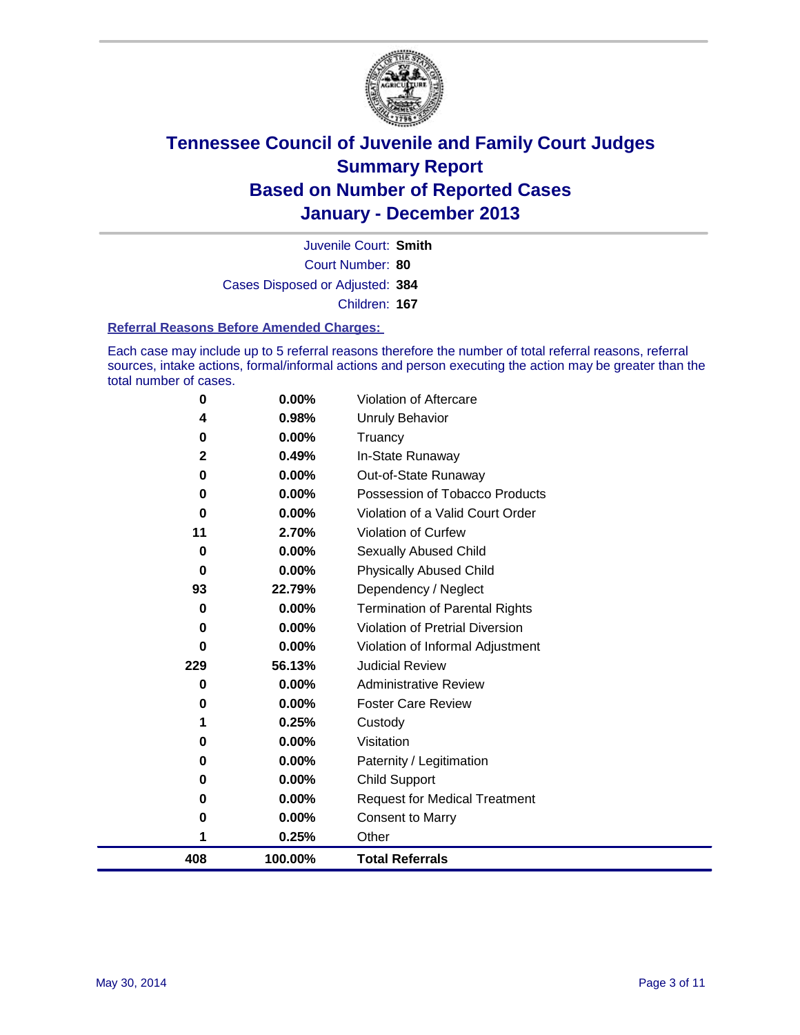# Tennessee Council of Juvenile and Family Court Judges
## Summary Report
## Based on Number of Reported Cases
## January - December 2013

Juvenile Court: **Smith**

Court Number: **80**

Cases Disposed or Adjusted: **384**

Children: **167**

### Referral Reasons Before Amended Charges:

Each case may include up to 5 referral reasons therefore the number of total referral reasons, referral sources, intake actions, formal/informal actions and person executing the action may be greater than the total number of cases.

| Count | Percent | Referral Reason |
|---|---|---|
| 0 | 0.00% | Violation of Aftercare |
| 4 | 0.98% | Unruly Behavior |
| 0 | 0.00% | Truancy |
| 2 | 0.49% | In-State Runaway |
| 0 | 0.00% | Out-of-State Runaway |
| 0 | 0.00% | Possession of Tobacco Products |
| 0 | 0.00% | Violation of a Valid Court Order |
| 11 | 2.70% | Violation of Curfew |
| 0 | 0.00% | Sexually Abused Child |
| 0 | 0.00% | Physically Abused Child |
| 93 | 22.79% | Dependency / Neglect |
| 0 | 0.00% | Termination of Parental Rights |
| 0 | 0.00% | Violation of Pretrial Diversion |
| 0 | 0.00% | Violation of Informal Adjustment |
| 229 | 56.13% | Judicial Review |
| 0 | 0.00% | Administrative Review |
| 0 | 0.00% | Foster Care Review |
| 1 | 0.25% | Custody |
| 0 | 0.00% | Visitation |
| 0 | 0.00% | Paternity / Legitimation |
| 0 | 0.00% | Child Support |
| 0 | 0.00% | Request for Medical Treatment |
| 0 | 0.00% | Consent to Marry |
| 1 | 0.25% | Other |
| **408** | **100.00%** | **Total Referrals** |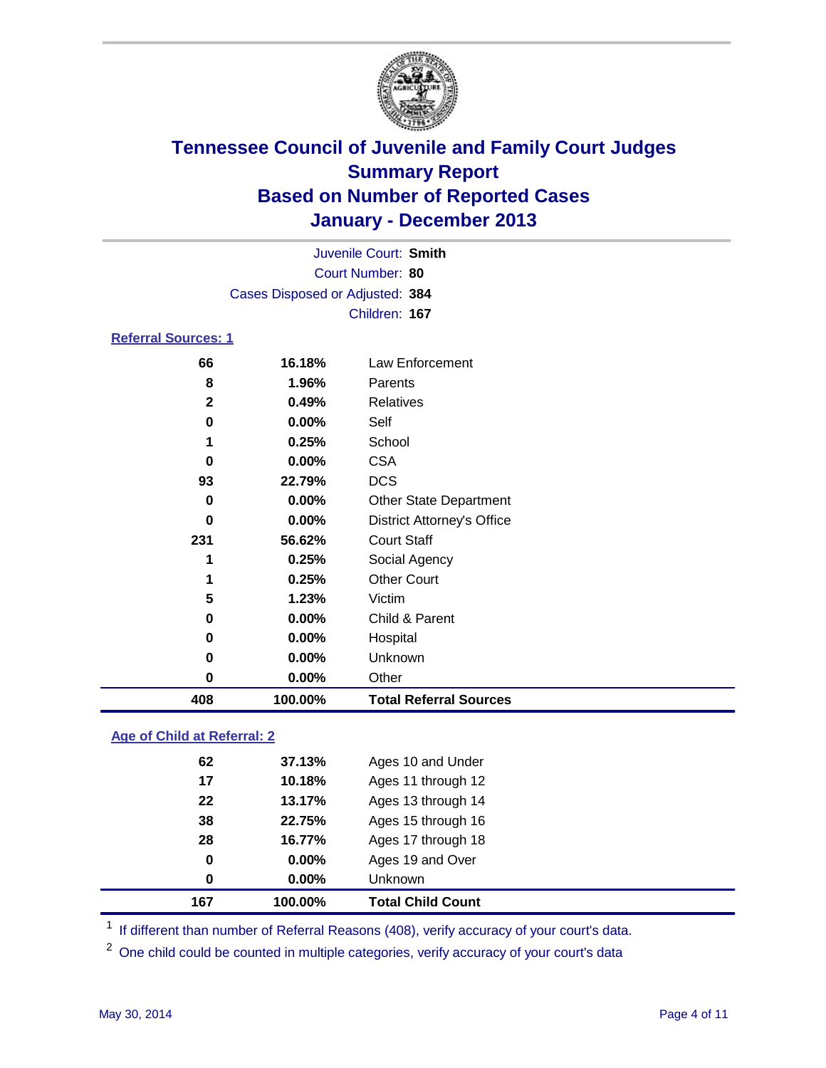# Tennessee Council of Juvenile and Family Court Judges
## Summary Report
## Based on Number of Reported Cases
## January - December 2013

Juvenile Court: **Smith**
Court Number: **80**
Cases Disposed or Adjusted: **384**
Children: **167**

### Referral Sources: 1

| | | |
|---|---|---|
| 66 | 16.18% | Law Enforcement |
| 8 | 1.96% | Parents |
| 2 | 0.49% | Relatives |
| 0 | 0.00% | Self |
| 1 | 0.25% | School |
| 0 | 0.00% | CSA |
| 93 | 22.79% | DCS |
| 0 | 0.00% | Other State Department |
| 0 | 0.00% | District Attorney's Office |
| 231 | 56.62% | Court Staff |
| 1 | 0.25% | Social Agency |
| 1 | 0.25% | Other Court |
| 5 | 1.23% | Victim |
| 0 | 0.00% | Child & Parent |
| 0 | 0.00% | Hospital |
| 0 | 0.00% | Unknown |
| 0 | 0.00% | Other |
| **408** | **100.00%** | **Total Referral Sources** |

### Age of Child at Referral: 2

| | | |
|---|---|---|
| 62 | 37.13% | Ages 10 and Under |
| 17 | 10.18% | Ages 11 through 12 |
| 22 | 13.17% | Ages 13 through 14 |
| 38 | 22.75% | Ages 15 through 16 |
| 28 | 16.77% | Ages 17 through 18 |
| 0 | 0.00% | Ages 19 and Over |
| 0 | 0.00% | Unknown |
| **167** | **100.00%** | **Total Child Count** |

[1] If different than number of Referral Reasons (408), verify accuracy of your court's data.

[2] One child could be counted in multiple categories, verify accuracy of your court's data

May 30, 2014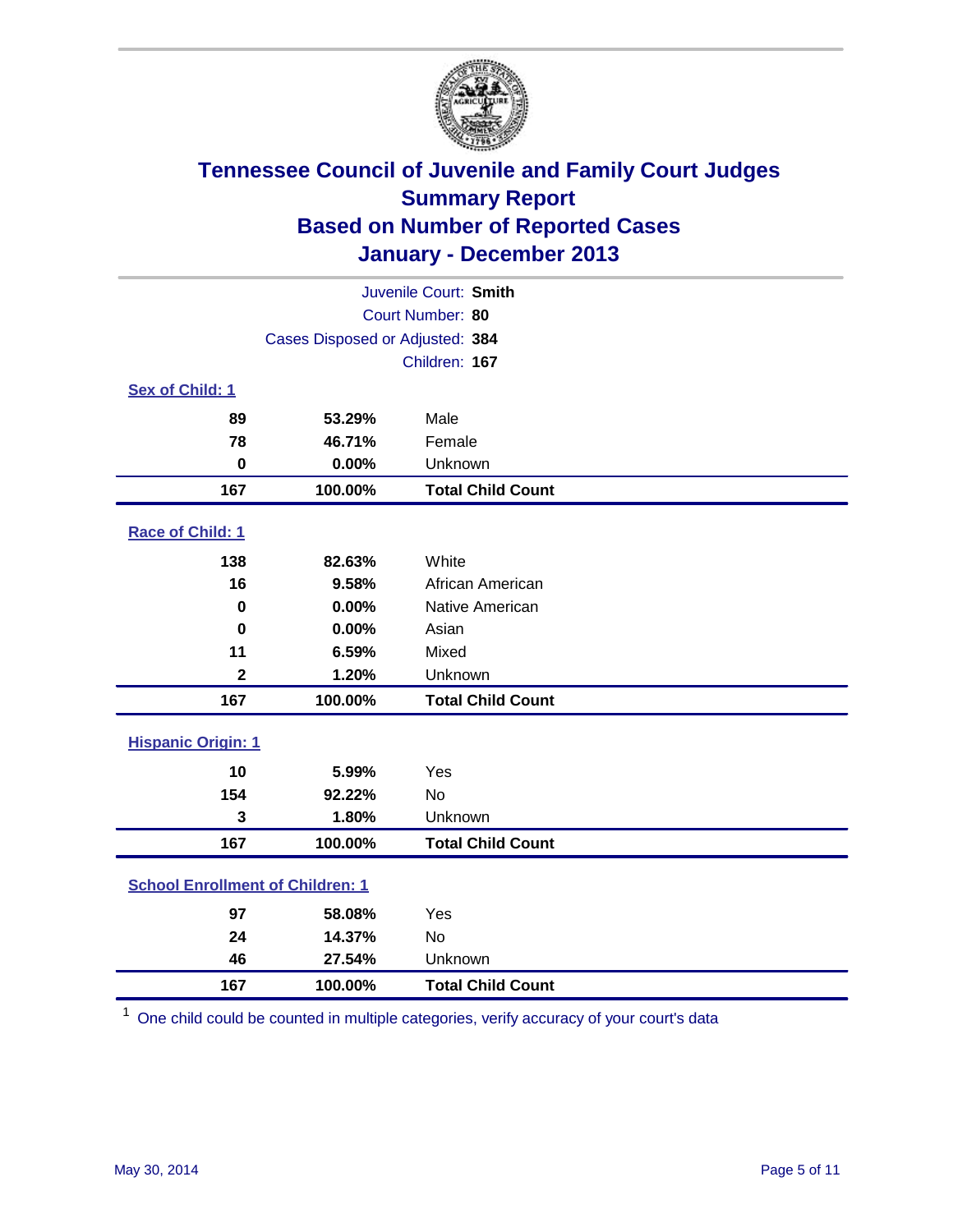# Tennessee Council of Juvenile and Family Court Judges
## Summary Report
## Based on Number of Reported Cases
## January - December 2013

Juvenile Court: **Smith**
Court Number: **80**
Cases Disposed or Adjusted: **384**
Children: **167**

### Sex of Child: 1

| | | |
|---|---|---|
| **89** | **53.29%** | Male |
| **78** | **46.71%** | Female |
| **0** | **0.00%** | Unknown |
| **167** | **100.00%** | **Total Child Count** |

### Race of Child: 1

| | | |
|---|---|---|
| **138** | **82.63%** | White |
| **16** | **9.58%** | African American |
| **0** | **0.00%** | Native American |
| **0** | **0.00%** | Asian |
| **11** | **6.59%** | Mixed |
| **2** | **1.20%** | Unknown |
| **167** | **100.00%** | **Total Child Count** |

### Hispanic Origin: 1

| | | |
|---|---|---|
| **10** | **5.99%** | Yes |
| **154** | **92.22%** | No |
| **3** | **1.80%** | Unknown |
| **167** | **100.00%** | **Total Child Count** |

### School Enrollment of Children: 1

| | | |
|---|---|---|
| **97** | **58.08%** | Yes |
| **24** | **14.37%** | No |
| **46** | **27.54%** | Unknown |
| **167** | **100.00%** | **Total Child Count** |

[1] One child could be counted in multiple categories, verify accuracy of your court's data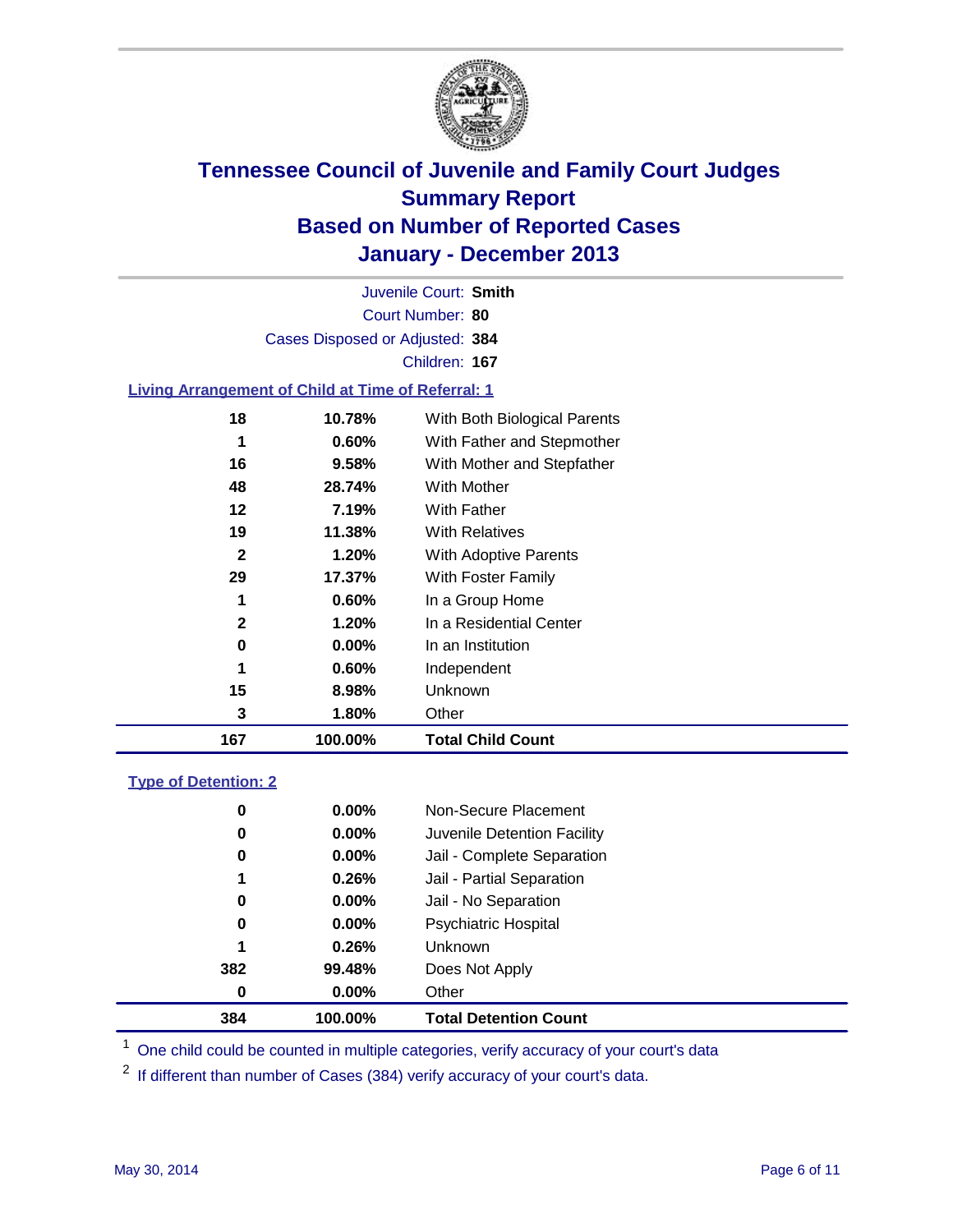# Tennessee Council of Juvenile and Family Court Judges
## Summary Report
## Based on Number of Reported Cases
## January - December 2013

Juvenile Court: **Smith**
Court Number: **80**
Cases Disposed or Adjusted: **384**
Children: **167**

### Living Arrangement of Child at Time of Referral: 1

| Count | Percent | Category |
|---|---|---|
| 18 | 10.78% | With Both Biological Parents |
| 1 | 0.60% | With Father and Stepmother |
| 16 | 9.58% | With Mother and Stepfather |
| 48 | 28.74% | With Mother |
| 12 | 7.19% | With Father |
| 19 | 11.38% | With Relatives |
| 2 | 1.20% | With Adoptive Parents |
| 29 | 17.37% | With Foster Family |
| 1 | 0.60% | In a Group Home |
| 2 | 1.20% | In a Residential Center |
| 0 | 0.00% | In an Institution |
| 1 | 0.60% | Independent |
| 15 | 8.98% | Unknown |
| 3 | 1.80% | Other |
| **167** | **100.00%** | **Total Child Count** |

### Type of Detention: 2

| Count | Percent | Category |
|---|---|---|
| 0 | 0.00% | Non-Secure Placement |
| 0 | 0.00% | Juvenile Detention Facility |
| 0 | 0.00% | Jail - Complete Separation |
| 1 | 0.26% | Jail - Partial Separation |
| 0 | 0.00% | Jail - No Separation |
| 0 | 0.00% | Psychiatric Hospital |
| 1 | 0.26% | Unknown |
| 382 | 99.48% | Does Not Apply |
| 0 | 0.00% | Other |
| **384** | **100.00%** | **Total Detention Count** |

[1] One child could be counted in multiple categories, verify accuracy of your court's data

[2] If different than number of Cases (384) verify accuracy of your court's data.

May 30, 2014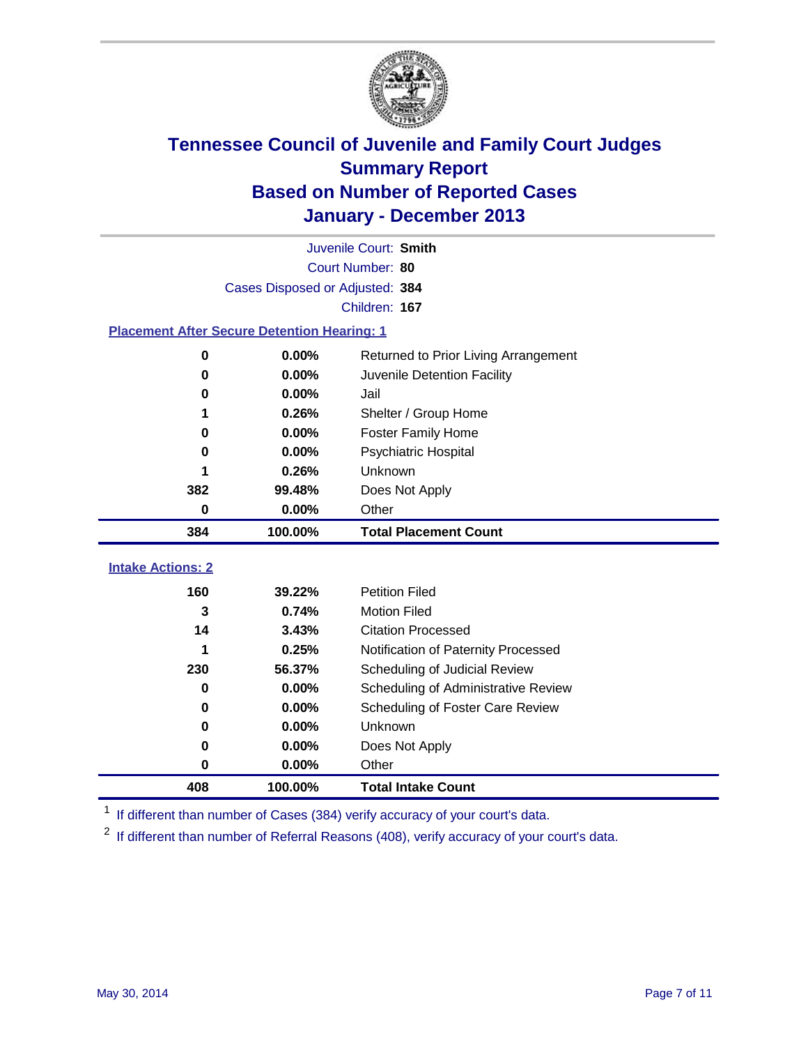# Tennessee Council of Juvenile and Family Court Judges
## Summary Report
## Based on Number of Reported Cases
## January - December 2013

Juvenile Court: **Smith**
Court Number: **80**
Cases Disposed or Adjusted: **384**
Children: **167**

### Placement After Secure Detention Hearing: 1

| | | |
|---|---|---|
| 0 | 0.00% | Returned to Prior Living Arrangement |
| 0 | 0.00% | Juvenile Detention Facility |
| 0 | 0.00% | Jail |
| 1 | 0.26% | Shelter / Group Home |
| 0 | 0.00% | Foster Family Home |
| 0 | 0.00% | Psychiatric Hospital |
| 1 | 0.26% | Unknown |
| 382 | 99.48% | Does Not Apply |
| 0 | 0.00% | Other |
| **384** | **100.00%** | **Total Placement Count** |

### Intake Actions: 2

| | | |
|---|---|---|
| 160 | 39.22% | Petition Filed |
| 3 | 0.74% | Motion Filed |
| 14 | 3.43% | Citation Processed |
| 1 | 0.25% | Notification of Paternity Processed |
| 230 | 56.37% | Scheduling of Judicial Review |
| 0 | 0.00% | Scheduling of Administrative Review |
| 0 | 0.00% | Scheduling of Foster Care Review |
| 0 | 0.00% | Unknown |
| 0 | 0.00% | Does Not Apply |
| 0 | 0.00% | Other |
| **408** | **100.00%** | **Total Intake Count** |

[1] If different than number of Cases (384) verify accuracy of your court's data.

[2] If different than number of Referral Reasons (408), verify accuracy of your court's data.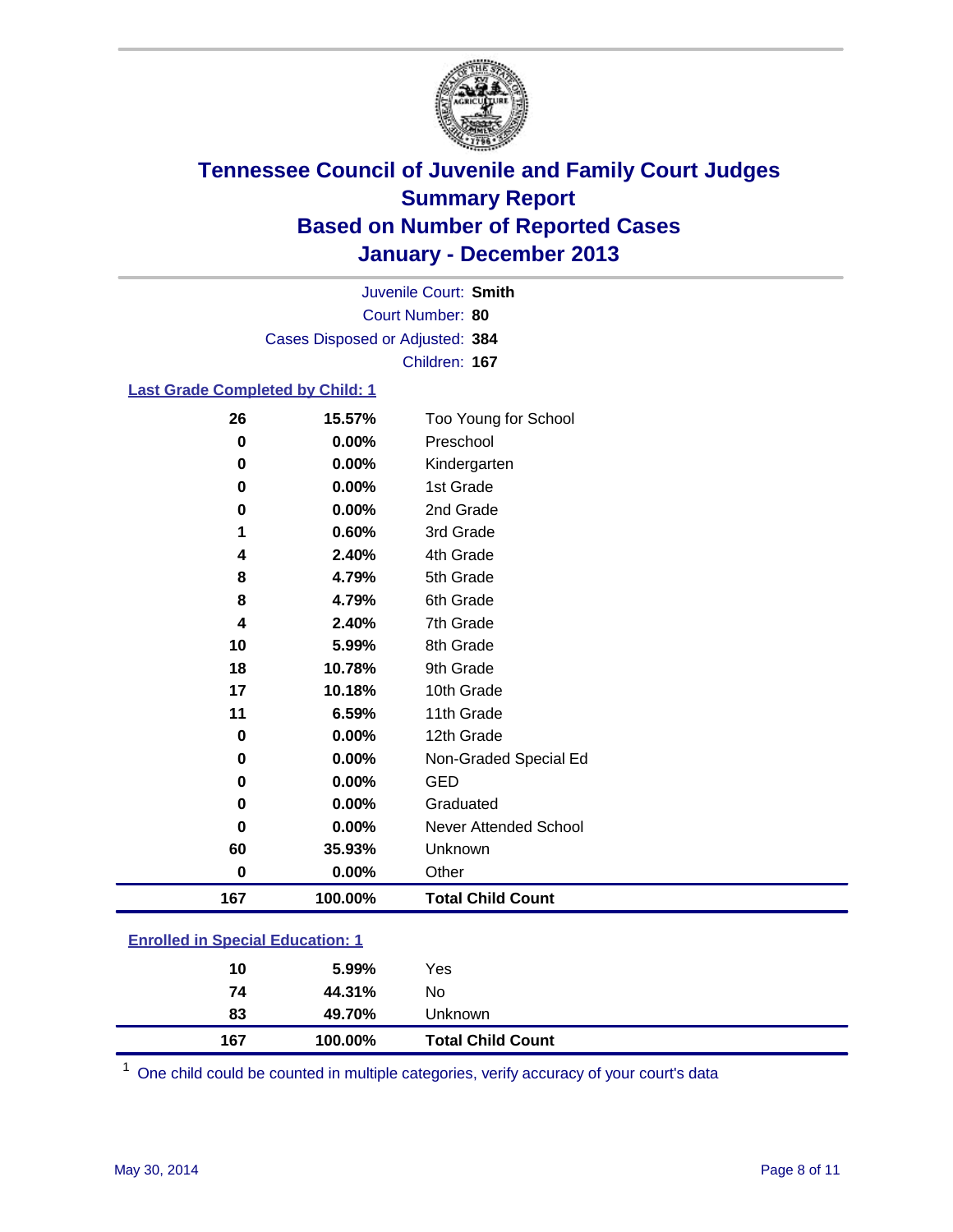# Tennessee Council of Juvenile and Family Court Judges
## Summary Report
## Based on Number of Reported Cases
## January - December 2013

Juvenile Court: **Smith**
Court Number: **80**
Cases Disposed or Adjusted: **384**
Children: **167**

### Last Grade Completed by Child: 1

| Count | Percent | Category |
|---|---|---|
| 26 | 15.57% | Too Young for School |
| 0 | 0.00% | Preschool |
| 0 | 0.00% | Kindergarten |
| 0 | 0.00% | 1st Grade |
| 0 | 0.00% | 2nd Grade |
| 1 | 0.60% | 3rd Grade |
| 4 | 2.40% | 4th Grade |
| 8 | 4.79% | 5th Grade |
| 8 | 4.79% | 6th Grade |
| 4 | 2.40% | 7th Grade |
| 10 | 5.99% | 8th Grade |
| 18 | 10.78% | 9th Grade |
| 17 | 10.18% | 10th Grade |
| 11 | 6.59% | 11th Grade |
| 0 | 0.00% | 12th Grade |
| 0 | 0.00% | Non-Graded Special Ed |
| 0 | 0.00% | GED |
| 0 | 0.00% | Graduated |
| 0 | 0.00% | Never Attended School |
| 60 | 35.93% | Unknown |
| 0 | 0.00% | Other |
| **167** | **100.00%** | **Total Child Count** |

### Enrolled in Special Education: 1

| Count | Percent | Category |
|---|---|---|
| 10 | 5.99% | Yes |
| 74 | 44.31% | No |
| 83 | 49.70% | Unknown |
| **167** | **100.00%** | **Total Child Count** |

[1] One child could be counted in multiple categories, verify accuracy of your court's data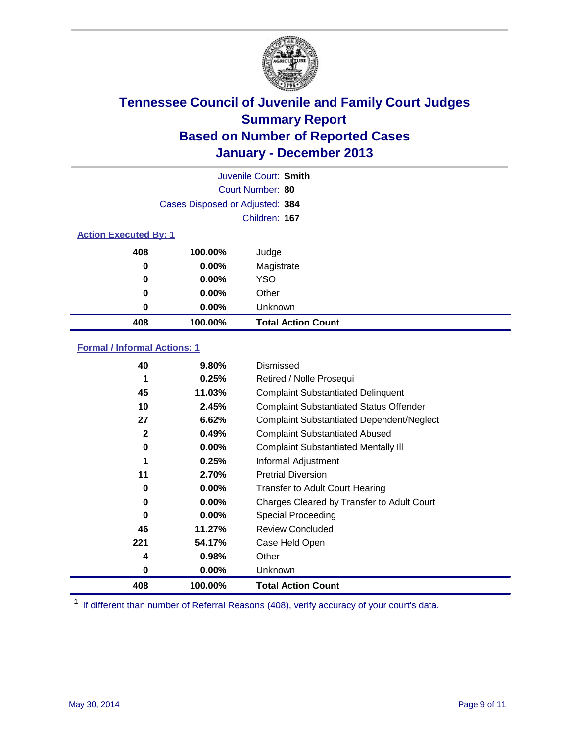# Tennessee Council of Juvenile and Family Court Judges
## Summary Report
## Based on Number of Reported Cases
## January - December 2013

Juvenile Court: **Smith**
Court Number: **80**
Cases Disposed or Adjusted: **384**
Children: **167**

### Action Executed By: 1

| Count | Percent | Action |
|---|---|---|
| 408 | 100.00% | Judge |
| 0 | 0.00% | Magistrate |
| 0 | 0.00% | YSO |
| 0 | 0.00% | Other |
| 0 | 0.00% | Unknown |
| **408** | **100.00%** | **Total Action Count** |

### Formal / Informal Actions: 1

| Count | Percent | Action |
|---|---|---|
| 40 | 9.80% | Dismissed |
| 1 | 0.25% | Retired / Nolle Prosequi |
| 45 | 11.03% | Complaint Substantiated Delinquent |
| 10 | 2.45% | Complaint Substantiated Status Offender |
| 27 | 6.62% | Complaint Substantiated Dependent/Neglect |
| 2 | 0.49% | Complaint Substantiated Abused |
| 0 | 0.00% | Complaint Substantiated Mentally Ill |
| 1 | 0.25% | Informal Adjustment |
| 11 | 2.70% | Pretrial Diversion |
| 0 | 0.00% | Transfer to Adult Court Hearing |
| 0 | 0.00% | Charges Cleared by Transfer to Adult Court |
| 0 | 0.00% | Special Proceeding |
| 46 | 11.27% | Review Concluded |
| 221 | 54.17% | Case Held Open |
| 4 | 0.98% | Other |
| 0 | 0.00% | Unknown |
| **408** | **100.00%** | **Total Action Count** |

[1] If different than number of Referral Reasons (408), verify accuracy of your court's data.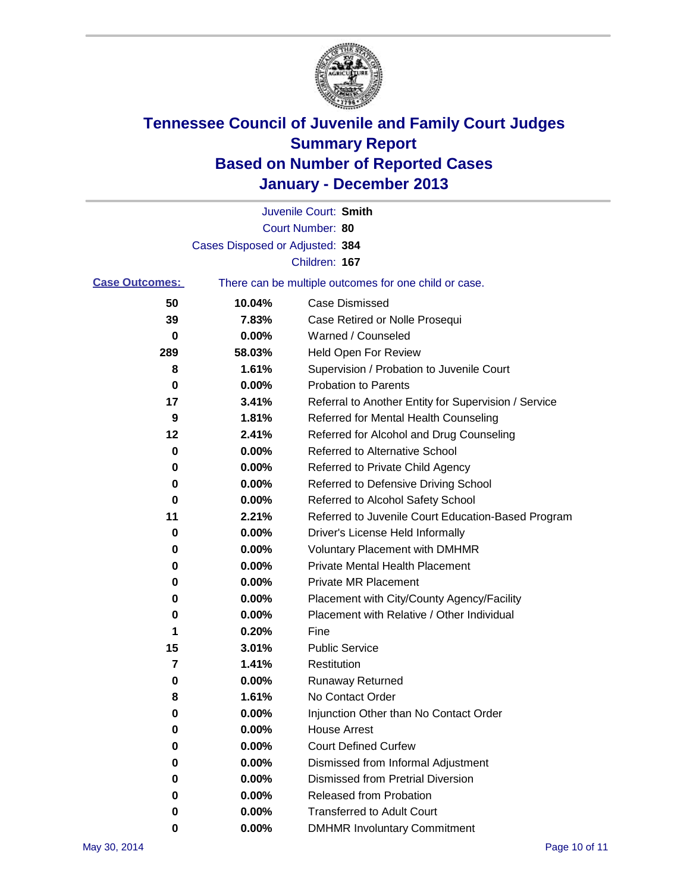# Tennessee Council of Juvenile and Family Court Judges
## Summary Report
## Based on Number of Reported Cases
## January - December 2013

Juvenile Court: **Smith**
Court Number: **80**
Cases Disposed or Adjusted: **384**
Children: **167**

**Case Outcomes:** There can be multiple outcomes for one child or case.

| Count | Percent | Outcome |
|---|---|---|
| 50 | 10.04% | Case Dismissed |
| 39 | 7.83% | Case Retired or Nolle Prosequi |
| 0 | 0.00% | Warned / Counseled |
| 289 | 58.03% | Held Open For Review |
| 8 | 1.61% | Supervision / Probation to Juvenile Court |
| 0 | 0.00% | Probation to Parents |
| 17 | 3.41% | Referral to Another Entity for Supervision / Service |
| 9 | 1.81% | Referred for Mental Health Counseling |
| 12 | 2.41% | Referred for Alcohol and Drug Counseling |
| 0 | 0.00% | Referred to Alternative School |
| 0 | 0.00% | Referred to Private Child Agency |
| 0 | 0.00% | Referred to Defensive Driving School |
| 0 | 0.00% | Referred to Alcohol Safety School |
| 11 | 2.21% | Referred to Juvenile Court Education-Based Program |
| 0 | 0.00% | Driver's License Held Informally |
| 0 | 0.00% | Voluntary Placement with DMHMR |
| 0 | 0.00% | Private Mental Health Placement |
| 0 | 0.00% | Private MR Placement |
| 0 | 0.00% | Placement with City/County Agency/Facility |
| 0 | 0.00% | Placement with Relative / Other Individual |
| 1 | 0.20% | Fine |
| 15 | 3.01% | Public Service |
| 7 | 1.41% | Restitution |
| 0 | 0.00% | Runaway Returned |
| 8 | 1.61% | No Contact Order |
| 0 | 0.00% | Injunction Other than No Contact Order |
| 0 | 0.00% | House Arrest |
| 0 | 0.00% | Court Defined Curfew |
| 0 | 0.00% | Dismissed from Informal Adjustment |
| 0 | 0.00% | Dismissed from Pretrial Diversion |
| 0 | 0.00% | Released from Probation |
| 0 | 0.00% | Transferred to Adult Court |
| 0 | 0.00% | DMHMR Involuntary Commitment |

May 30, 2014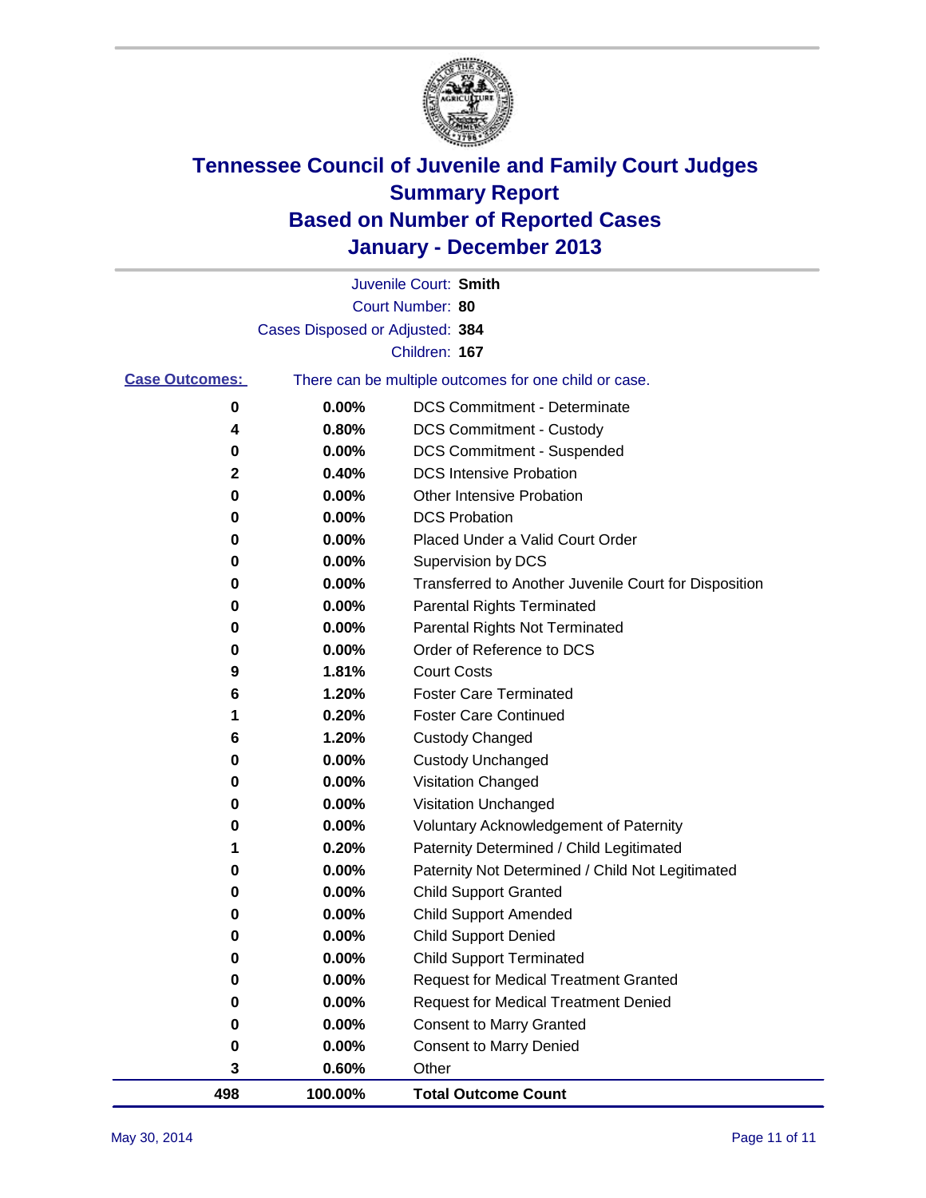# Tennessee Council of Juvenile and Family Court Judges
# Summary Report
# Based on Number of Reported Cases
# January - December 2013

Juvenile Court: **Smith**

Court Number: **80**

Cases Disposed or Adjusted: **384**

Children: **167**

**Case Outcomes:** There can be multiple outcomes for one child or case.

| | | |
|---|---|---|
| 0 | 0.00% | DCS Commitment - Determinate |
| 4 | 0.80% | DCS Commitment - Custody |
| 0 | 0.00% | DCS Commitment - Suspended |
| 2 | 0.40% | DCS Intensive Probation |
| 0 | 0.00% | Other Intensive Probation |
| 0 | 0.00% | DCS Probation |
| 0 | 0.00% | Placed Under a Valid Court Order |
| 0 | 0.00% | Supervision by DCS |
| 0 | 0.00% | Transferred to Another Juvenile Court for Disposition |
| 0 | 0.00% | Parental Rights Terminated |
| 0 | 0.00% | Parental Rights Not Terminated |
| 0 | 0.00% | Order of Reference to DCS |
| 9 | 1.81% | Court Costs |
| 6 | 1.20% | Foster Care Terminated |
| 1 | 0.20% | Foster Care Continued |
| 6 | 1.20% | Custody Changed |
| 0 | 0.00% | Custody Unchanged |
| 0 | 0.00% | Visitation Changed |
| 0 | 0.00% | Visitation Unchanged |
| 0 | 0.00% | Voluntary Acknowledgement of Paternity |
| 1 | 0.20% | Paternity Determined / Child Legitimated |
| 0 | 0.00% | Paternity Not Determined / Child Not Legitimated |
| 0 | 0.00% | Child Support Granted |
| 0 | 0.00% | Child Support Amended |
| 0 | 0.00% | Child Support Denied |
| 0 | 0.00% | Child Support Terminated |
| 0 | 0.00% | Request for Medical Treatment Granted |
| 0 | 0.00% | Request for Medical Treatment Denied |
| 0 | 0.00% | Consent to Marry Granted |
| 0 | 0.00% | Consent to Marry Denied |
| 3 | 0.60% | Other |
| **498** | **100.00%** | **Total Outcome Count** |

May 30, 2014